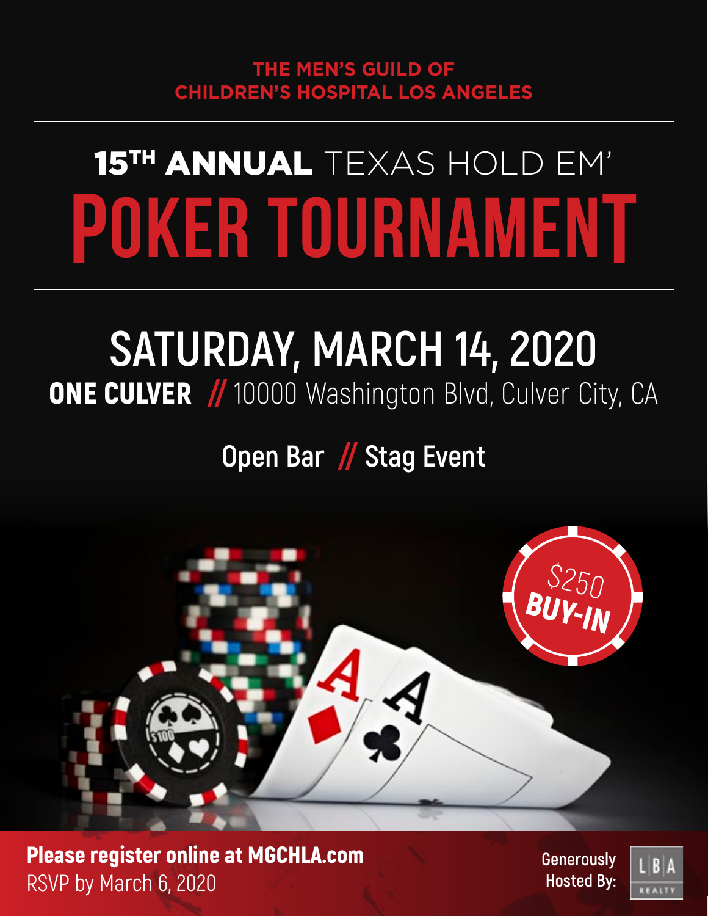**THE MEN'S GUILD OF**
**CHILDREN'S HOSPITAL LOS ANGELES**

---

## 15TH ANNUAL TEXAS HOLD EM'

# POKER TOURNAMENT

---

## SATURDAY, MARCH 14, 2020

**ONE CULVER** // 10000 Washington Blvd, Culver City, CA

**Open Bar // Stag Event**

$250 **BUY-IN**

**Please register online at MGCHLA.com**
RSVP by March 6, 2020

Generously Hosted By: LBA REALTY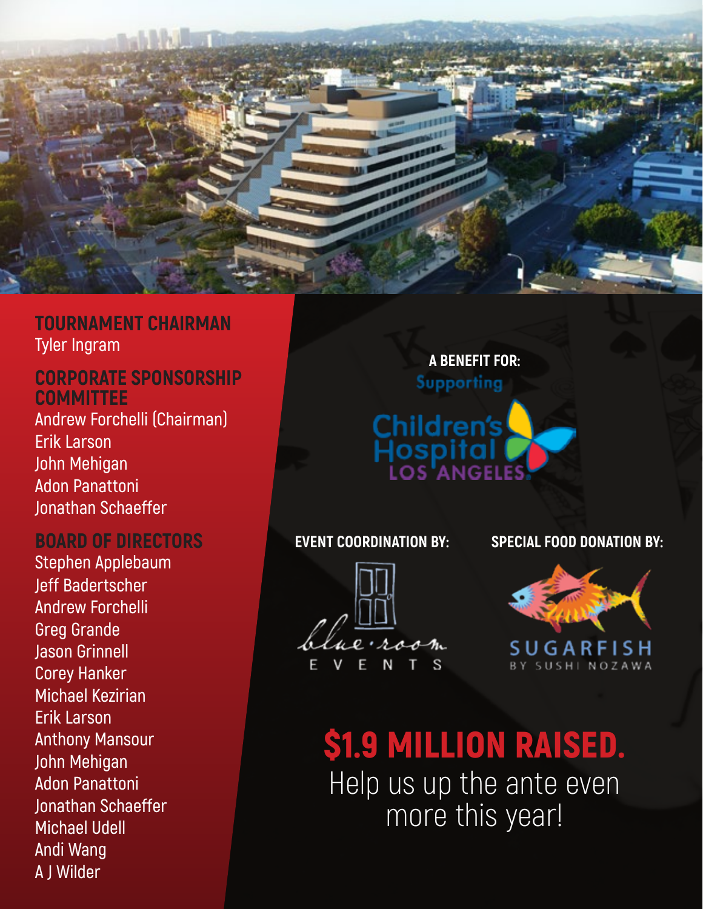## TOURNAMENT CHAIRMAN

Tyler Ingram

## CORPORATE SPONSORSHIP COMMITTEE

Andrew Forchelli (Chairman)
Erik Larson
John Mehigan
Adon Panattoni
Jonathan Schaeffer

## BOARD OF DIRECTORS

Stephen Applebaum
Jeff Badertscher
Andrew Forchelli
Greg Grande
Jason Grinnell
Corey Hanker
Michael Kezirian
Erik Larson
Anthony Mansour
John Mehigan
Adon Panattoni
Jonathan Schaeffer
Michael Udell
Andi Wang
A J Wilder

**A BENEFIT FOR:**

Supporting Children's Hospital Los Angeles

**EVENT COORDINATION BY:**

blue·room EVENTS

**SPECIAL FOOD DONATION BY:**

SUGARFISH BY SUSHI NOZAWA

# $1.9 MILLION RAISED.

Help us up the ante even more this year!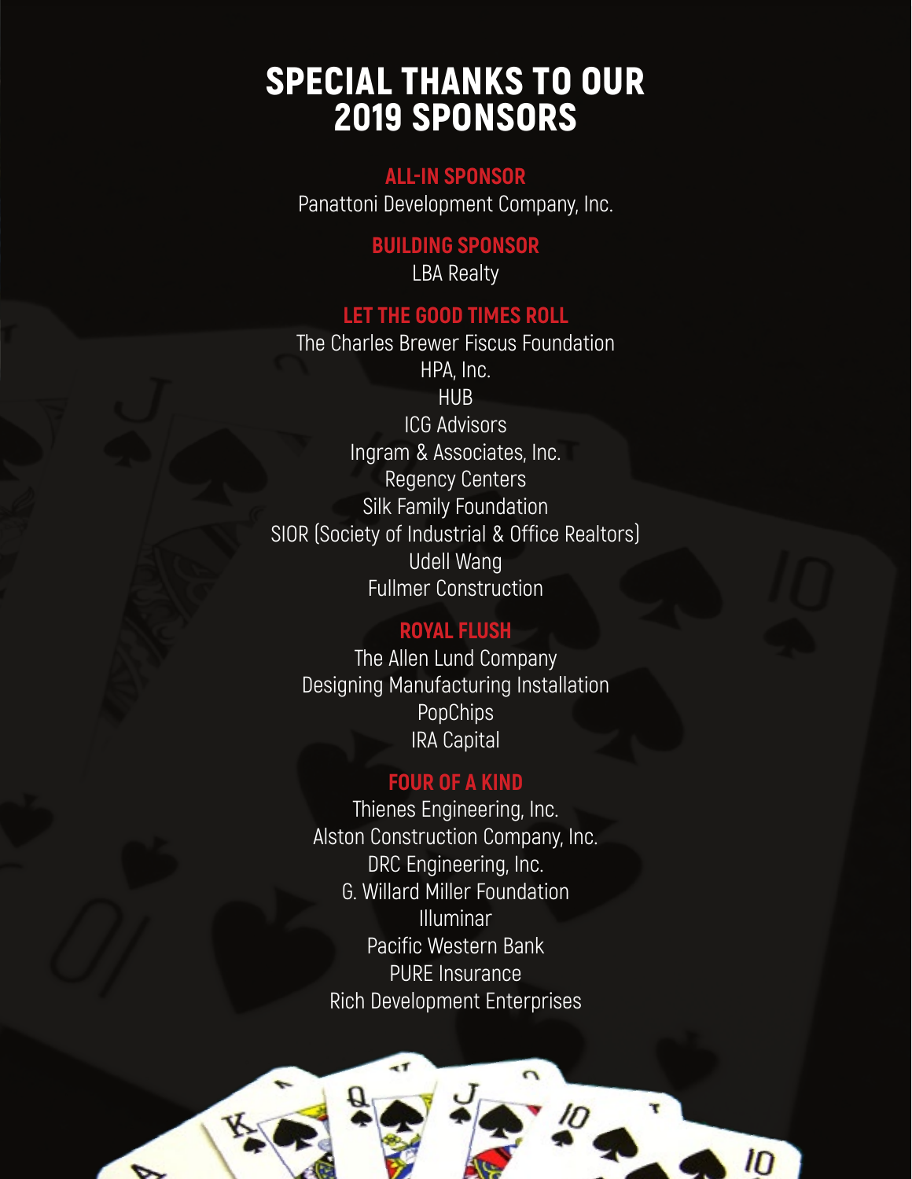# SPECIAL THANKS TO OUR 2019 SPONSORS

## ALL-IN SPONSOR

Panattoni Development Company, Inc.

## BUILDING SPONSOR

LBA Realty

## LET THE GOOD TIMES ROLL

The Charles Brewer Fiscus Foundation
HPA, Inc.
HUB
ICG Advisors
Ingram & Associates, Inc.
Regency Centers
Silk Family Foundation
SIOR (Society of Industrial & Office Realtors)
Udell Wang
Fullmer Construction

## ROYAL FLUSH

The Allen Lund Company
Designing Manufacturing Installation
PopChips
IRA Capital

## FOUR OF A KIND

Thienes Engineering, Inc.
Alston Construction Company, Inc.
DRC Engineering, Inc.
G. Willard Miller Foundation
Illuminar
Pacific Western Bank
PURE Insurance
Rich Development Enterprises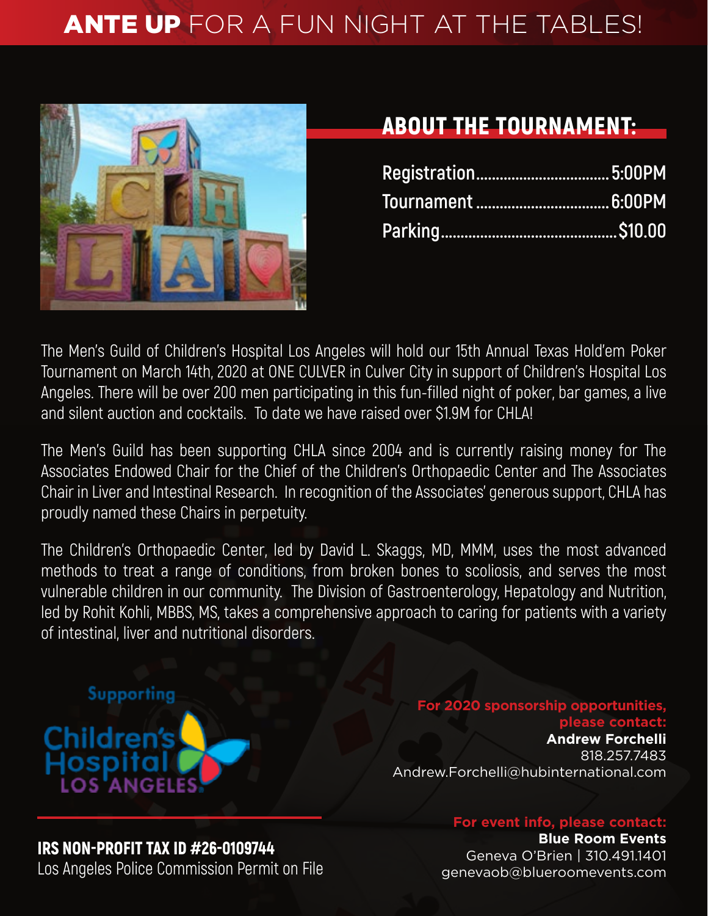# **ANTE UP** FOR A FUN NIGHT AT THE TABLES!

## ABOUT THE TOURNAMENT:

**Registration.................................5:00PM**
**Tournament .................................6:00PM**
**Parking...........................................$10.00**

The Men's Guild of Children's Hospital Los Angeles will hold our 15th Annual Texas Hold'em Poker Tournament on March 14th, 2020 at ONE CULVER in Culver City in support of Children's Hospital Los Angeles. There will be over 200 men participating in this fun-filled night of poker, bar games, a live and silent auction and cocktails. To date we have raised over $1.9M for CHLA!

The Men's Guild has been supporting CHLA since 2004 and is currently raising money for The Associates Endowed Chair for the Chief of the Children's Orthopaedic Center and The Associates Chair in Liver and Intestinal Research. In recognition of the Associates' generous support, CHLA has proudly named these Chairs in perpetuity.

The Children's Orthopaedic Center, led by David L. Skaggs, MD, MMM, uses the most advanced methods to treat a range of conditions, from broken bones to scoliosis, and serves the most vulnerable children in our community. The Division of Gastroenterology, Hepatology and Nutrition, led by Rohit Kohli, MBBS, MS, takes a comprehensive approach to caring for patients with a variety of intestinal, liver and nutritional disorders.

Supporting Children's Hospital LOS ANGELES

**For 2020 sponsorship opportunities, please contact:**
**Andrew Forchelli**
818.257.7483
Andrew.Forchelli@hubinternational.com

**For event info, please contact:**
**Blue Room Events**
Geneva O'Brien | 310.491.1401
genevaob@blueroomevents.com

**IRS NON-PROFIT TAX ID #26-0109744**
Los Angeles Police Commission Permit on File